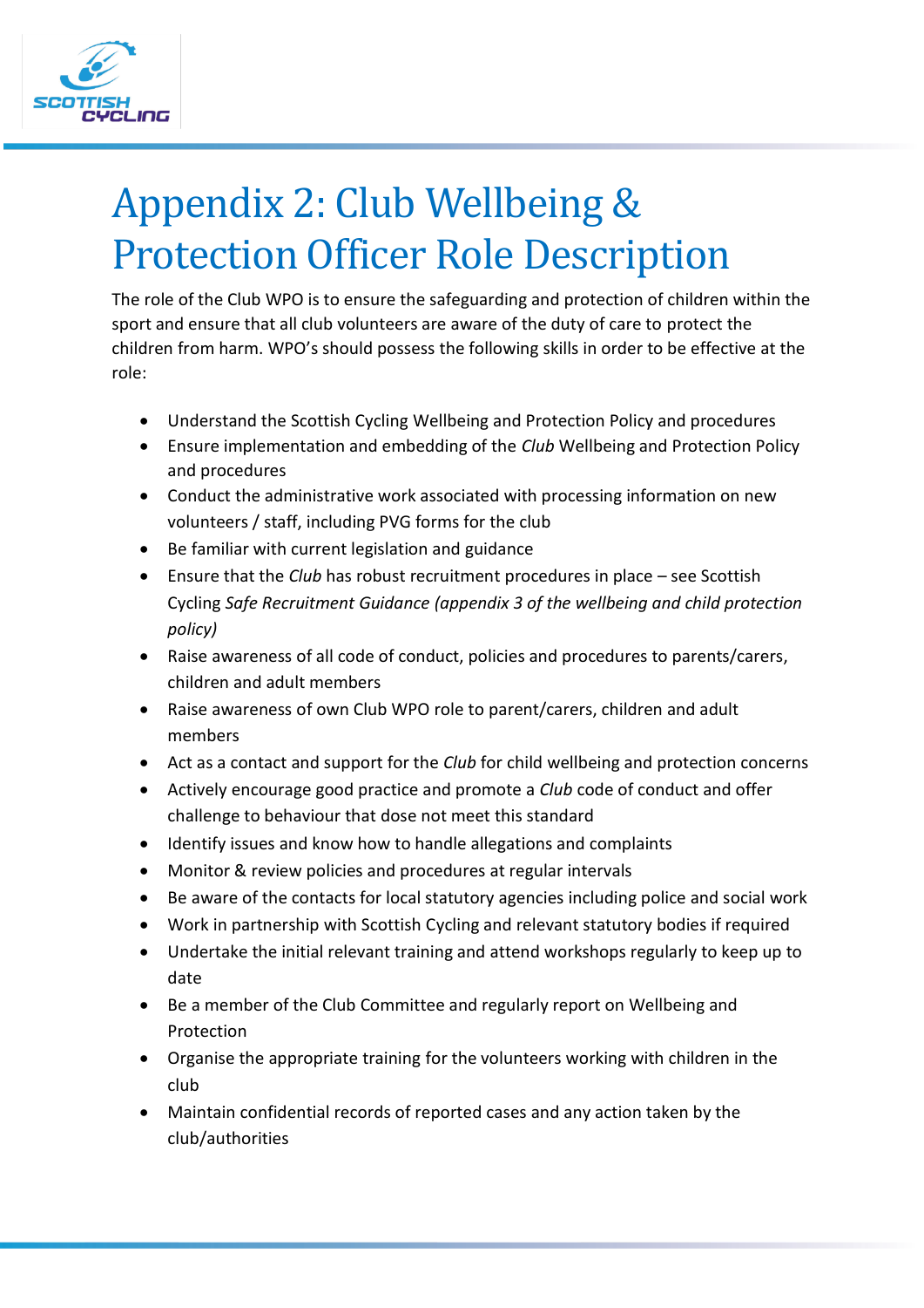# Appendix 2: Club Wellbeing & Protection Officer Role Description

The role of the Club WPO is to ensure the safeguarding and protection of children within the sport and ensure that all club volunteers are aware of the duty of care to protect the children from harm. WPO's should possess the following skills in order to be effective at the role:

- Understand the Scottish Cycling Wellbeing and Protection Policy and procedures
- Ensure implementation and embedding of the *Club* Wellbeing and Protection Policy and procedures
- Conduct the administrative work associated with processing information on new volunteers / staff, including PVG forms for the club
- Be familiar with current legislation and guidance
- Ensure that the *Club* has robust recruitment procedures in place – see Scottish Cycling *Safe Recruitment Guidance (appendix 3 of the wellbeing and child protection policy)*
- Raise awareness of all code of conduct, policies and procedures to parents/carers, children and adult members
- Raise awareness of own Club WPO role to parent/carers, children and adult members
- Act as a contact and support for the *Club* for child wellbeing and protection concerns
- Actively encourage good practice and promote a *Club* code of conduct and offer challenge to behaviour that dose not meet this standard
- Identify issues and know how to handle allegations and complaints
- Monitor & review policies and procedures at regular intervals
- Be aware of the contacts for local statutory agencies including police and social work
- Work in partnership with Scottish Cycling and relevant statutory bodies if required
- Undertake the initial relevant training and attend workshops regularly to keep up to date
- Be a member of the Club Committee and regularly report on Wellbeing and Protection
- Organise the appropriate training for the volunteers working with children in the club
- Maintain confidential records of reported cases and any action taken by the club/authorities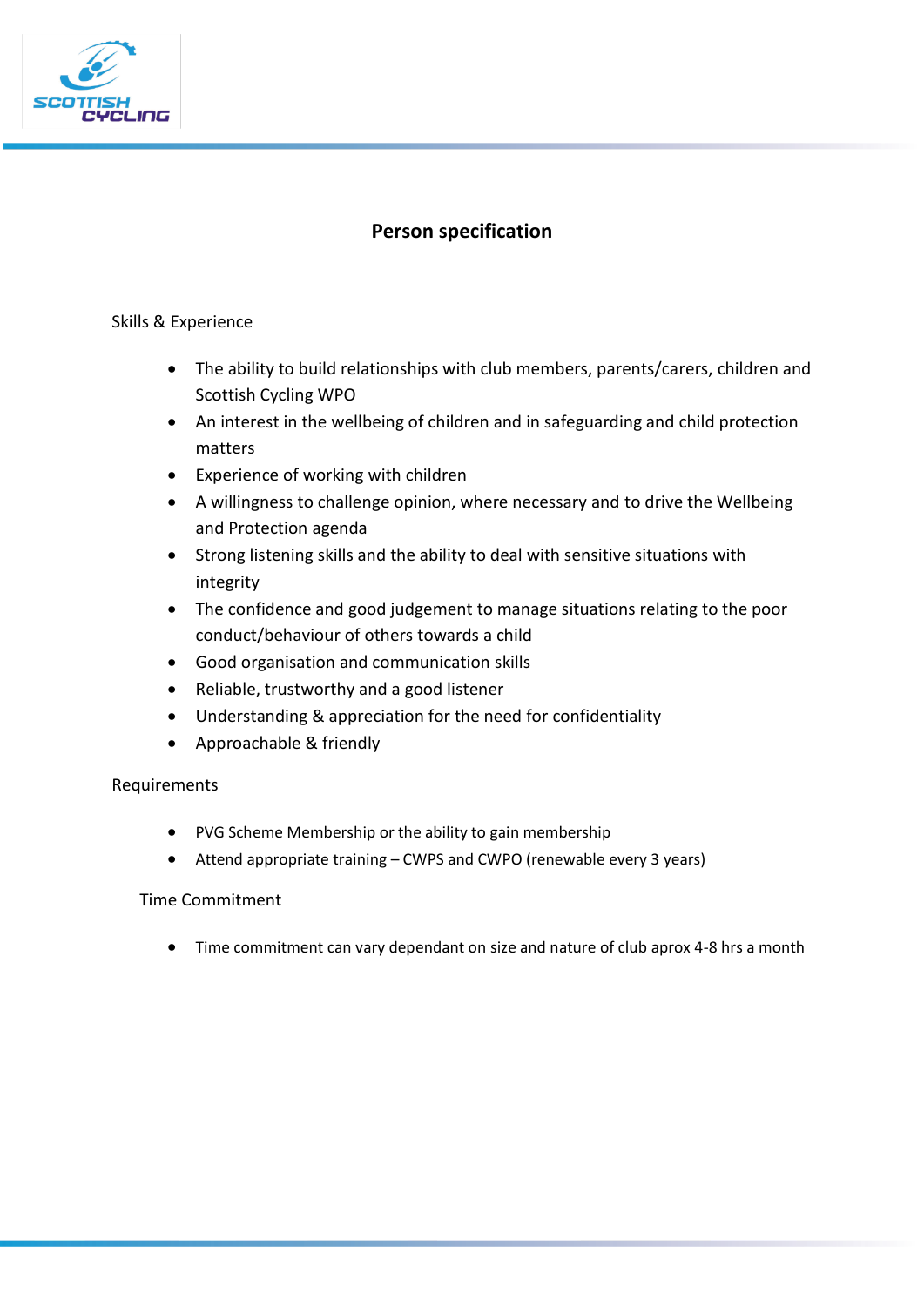# Person specification

Skills & Experience

- The ability to build relationships with club members, parents/carers, children and Scottish Cycling WPO
- An interest in the wellbeing of children and in safeguarding and child protection matters
- Experience of working with children
- A willingness to challenge opinion, where necessary and to drive the Wellbeing and Protection agenda
- Strong listening skills and the ability to deal with sensitive situations with integrity
- The confidence and good judgement to manage situations relating to the poor conduct/behaviour of others towards a child
- Good organisation and communication skills
- Reliable, trustworthy and a good listener
- Understanding & appreciation for the need for confidentiality
- Approachable & friendly

Requirements

- PVG Scheme Membership or the ability to gain membership
- Attend appropriate training – CWPS and CWPO (renewable every 3 years)

Time Commitment

- Time commitment can vary dependant on size and nature of club aprox 4-8 hrs a month